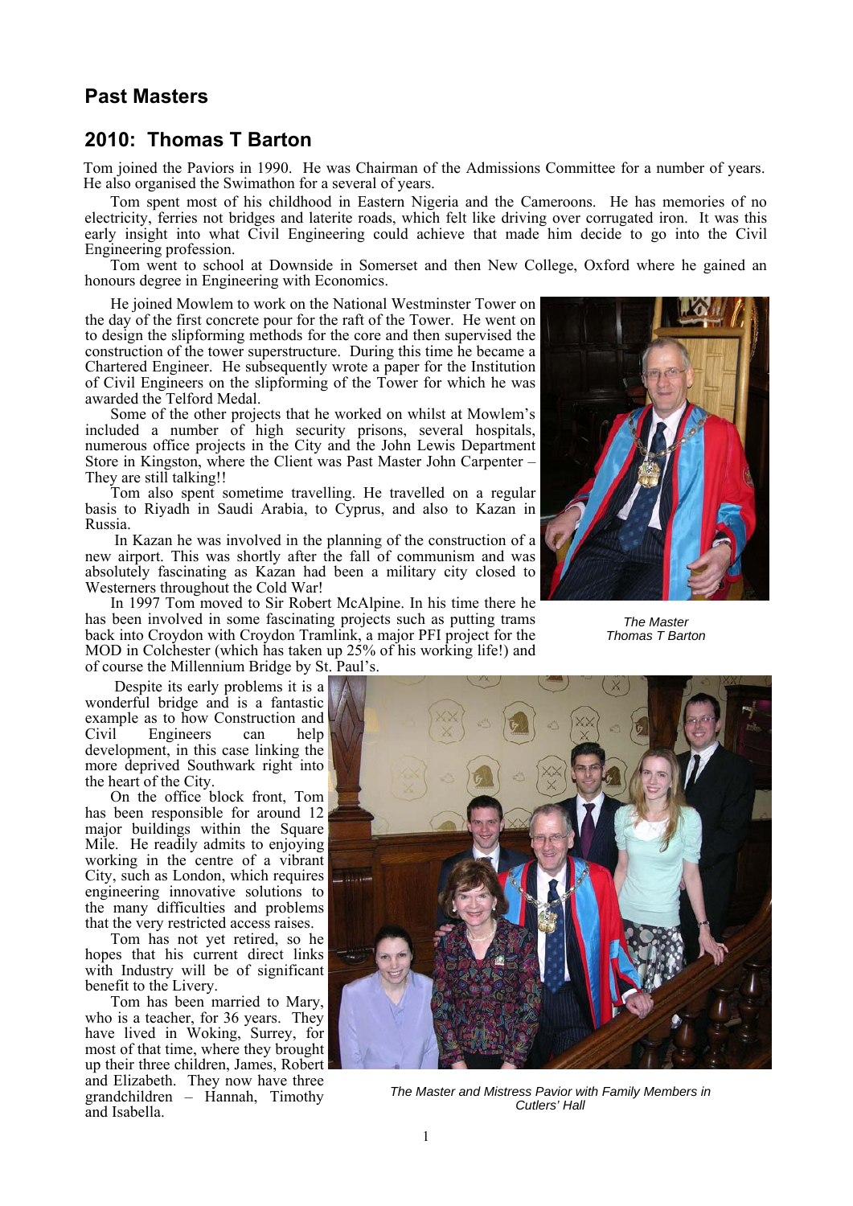## Past Masters

## 2010: Thomas T Barton

Tom joined the Paviors in 1990. He was Chairman of the Admissions Committee for a number of years. He also organised the Swimathon for a several of years.

Tom spent most of his childhood in Eastern Nigeria and the Cameroons. He has memories of no electricity, ferries not bridges and laterite roads, which felt like driving over corrugated iron. It was this early insight into what Civil Engineering could achieve that made him decide to go into the Civil Engineering profession.

Tom went to school at Downside in Somerset and then New College, Oxford where he gained an honours degree in Engineering with Economics.

He joined Mowlem to work on the National Westminster Tower on the day of the first concrete pour for the raft of the Tower. He went on to design the slipforming methods for the core and then supervised the construction of the tower superstructure. During this time he became a Chartered Engineer. He subsequently wrote a paper for the Institution of Civil Engineers on the slipforming of the Tower for which he was awarded the Telford Medal.

Some of the other projects that he worked on whilst at Mowlem's included a number of high security prisons, several hospitals, numerous office projects in the City and the John Lewis Department Store in Kingston, where the Client was Past Master John Carpenter – They are still talking!!

Tom also spent sometime travelling. He travelled on a regular basis to Riyadh in Saudi Arabia, to Cyprus, and also to Kazan in Russia.

In Kazan he was involved in the planning of the construction of a new airport. This was shortly after the fall of communism and was absolutely fascinating as Kazan had been a military city closed to Westerners throughout the Cold War!

In 1997 Tom moved to Sir Robert McAlpine. In his time there he has been involved in some fascinating projects such as putting trams back into Croydon with Croydon Tramlink, a major PFI project for the MOD in Colchester (which has taken up 25% of his working life!) and of course the Millennium Bridge by St. Paul's.

*The Master Thomas T Barton*

Despite its early problems it is a wonderful bridge and is a fantastic example as to how Construction and Civil Engineers can help development, in this case linking the more deprived Southwark right into the heart of the City.

On the office block front, Tom has been responsible for around 12 major buildings within the Square Mile. He readily admits to enjoying working in the centre of a vibrant City, such as London, which requires engineering innovative solutions to the many difficulties and problems that the very restricted access raises.

Tom has not yet retired, so he hopes that his current direct links with Industry will be of significant benefit to the Livery.

Tom has been married to Mary, who is a teacher, for 36 years. They have lived in Woking, Surrey, for most of that time, where they brought up their three children, James, Robert and Elizabeth. They now have three grandchildren – Hannah, Timothy and Isabella.

*The Master and Mistress Pavior with Family Members in Cutlers' Hall*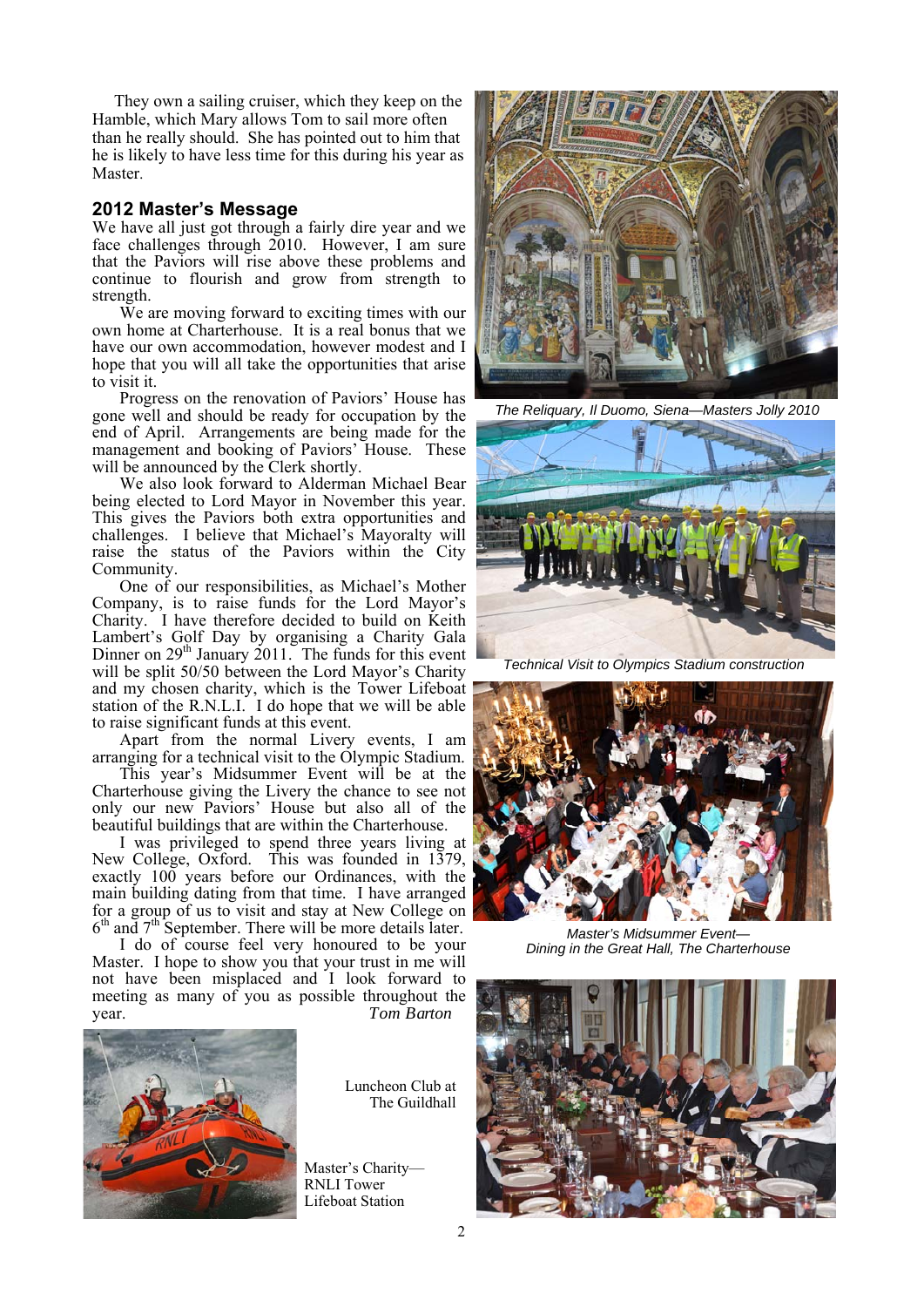They own a sailing cruiser, which they keep on the Hamble, which Mary allows Tom to sail more often than he really should. She has pointed out to him that he is likely to have less time for this during his year as Master.

## 2012 Master's Message

We have all just got through a fairly dire year and we face challenges through 2010. However, I am sure that the Paviors will rise above these problems and continue to flourish and grow from strength to strength.

We are moving forward to exciting times with our own home at Charterhouse. It is a real bonus that we have our own accommodation, however modest and I hope that you will all take the opportunities that arise to visit it.

Progress on the renovation of Paviors' House has gone well and should be ready for occupation by the end of April. Arrangements are being made for the management and booking of Paviors' House. These will be announced by the Clerk shortly.

We also look forward to Alderman Michael Bear being elected to Lord Mayor in November this year. This gives the Paviors both extra opportunities and challenges. I believe that Michael's Mayoralty will raise the status of the Paviors within the City Community.

One of our responsibilities, as Michael's Mother Company, is to raise funds for the Lord Mayor's Charity. I have therefore decided to build on Keith Lambert's Golf Day by organising a Charity Gala Dinner on 29th January 2011. The funds for this event will be split 50/50 between the Lord Mayor's Charity and my chosen charity, which is the Tower Lifeboat station of the R.N.L.I. I do hope that we will be able to raise significant funds at this event.

Apart from the normal Livery events, I am arranging for a technical visit to the Olympic Stadium.

This year's Midsummer Event will be at the Charterhouse giving the Livery the chance to see not only our new Paviors' House but also all of the beautiful buildings that are within the Charterhouse.

I was privileged to spend three years living at New College, Oxford. This was founded in 1379, exactly 100 years before our Ordinances, with the main building dating from that time. I have arranged for a group of us to visit and stay at New College on 6th and 7th September. There will be more details later.

I do of course feel very honoured to be your Master. I hope to show you that your trust in me will not have been misplaced and I look forward to meeting as many of you as possible throughout the year.

*Tom Barton*

*The Reliquary, Il Duomo, Siena—Masters Jolly 2010*

*Technical Visit to Olympics Stadium construction*

*Master's Midsummer Event—Dining in the Great Hall, The Charterhouse*

Luncheon Club at The Guildhall

Master's Charity—RNLI Tower Lifeboat Station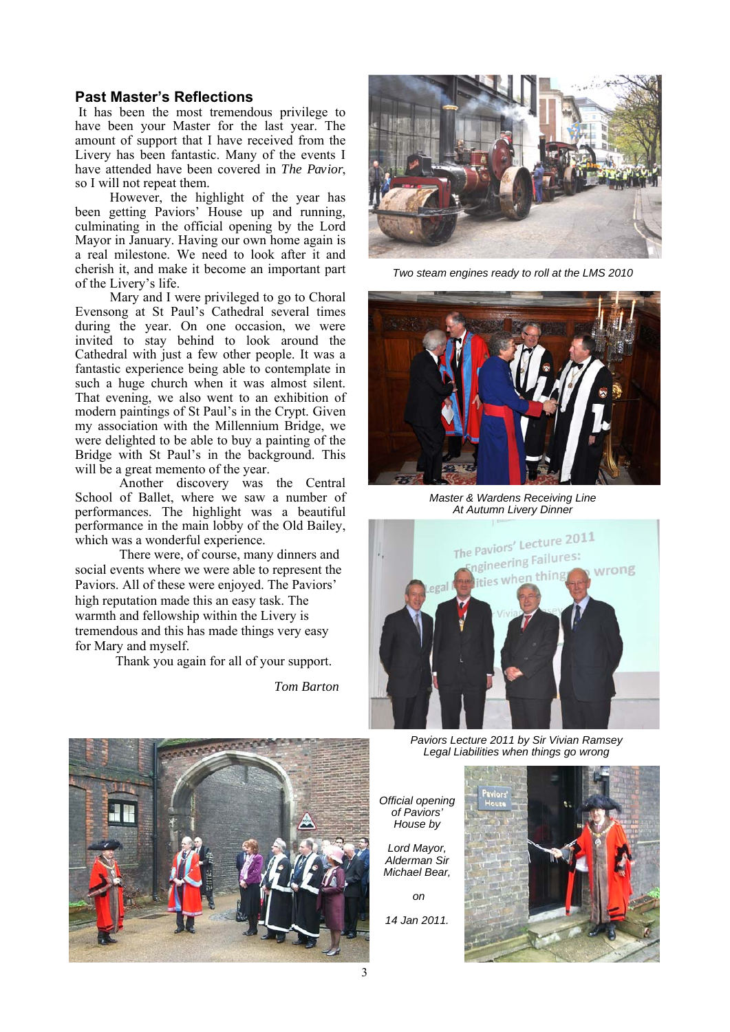## Past Master's Reflections

It has been the most tremendous privilege to have been your Master for the last year. The amount of support that I have received from the Livery has been fantastic. Many of the events I have attended have been covered in *The Pavior*, so I will not repeat them.

However, the highlight of the year has been getting Paviors' House up and running, culminating in the official opening by the Lord Mayor in January. Having our own home again is a real milestone. We need to look after it and cherish it, and make it become an important part of the Livery's life.

Mary and I were privileged to go to Choral Evensong at St Paul's Cathedral several times during the year. On one occasion, we were invited to stay behind to look around the Cathedral with just a few other people. It was a fantastic experience being able to contemplate in such a huge church when it was almost silent. That evening, we also went to an exhibition of modern paintings of St Paul's in the Crypt. Given my association with the Millennium Bridge, we were delighted to be able to buy a painting of the Bridge with St Paul's in the background. This will be a great memento of the year.

Another discovery was the Central School of Ballet, where we saw a number of performances. The highlight was a beautiful performance in the main lobby of the Old Bailey, which was a wonderful experience.

There were, of course, many dinners and social events where we were able to represent the Paviors. All of these were enjoyed. The Paviors' high reputation made this an easy task. The warmth and fellowship within the Livery is tremendous and this has made things very easy for Mary and myself.

Thank you again for all of your support.

*Tom Barton*

*Two steam engines ready to roll at the LMS 2010*

*Master & Wardens Receiving Line At Autumn Livery Dinner*

*Paviors Lecture 2011 by Sir Vivian Ramsey Legal Liabilities when things go wrong*

*Official opening of Paviors' House by*

*Lord Mayor, Alderman Sir Michael Bear,*

*on*

*14 Jan 2011.*